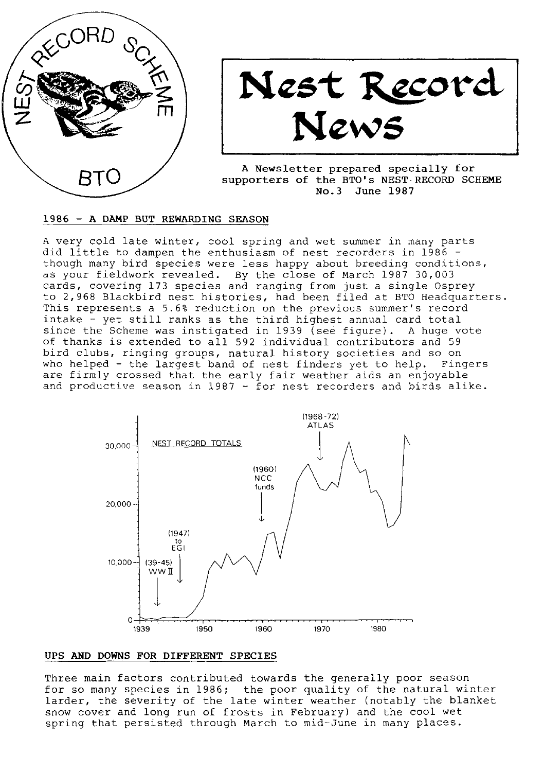# Nest Record News

A Newsletter prepared specially for supporters of the BTO's NEST RECORD SCHEME
No.3 June 1987

## 1986 - A DAMP BUT REWARDING SEASON

A very cold late winter, cool spring and wet summer in many parts did little to dampen the enthusiasm of nest recorders in 1986 - though many bird species were less happy about breeding conditions, as your fieldwork revealed. By the close of March 1987 30,003 cards, covering 173 species and ranging from just a single Osprey to 2,968 Blackbird nest histories, had been filed at BTO Headquarters. This represents a 5.6% reduction on the previous summer's record intake - yet still ranks as the third highest annual card total since the Scheme was instigated in 1939 (see figure). A huge vote of thanks is extended to all 592 individual contributors and 59 bird clubs, ringing groups, natural history societies and so on who helped - the largest band of nest finders yet to help. Fingers are firmly crossed that the early fair weather aids an enjoyable and productive season in 1987 - for nest recorders and birds alike.

## UPS AND DOWNS FOR DIFFERENT SPECIES

Three main factors contributed towards the generally poor season for so many species in 1986; the poor quality of the natural winter larder, the severity of the late winter weather (notably the blanket snow cover and long run of frosts in February) and the cool wet spring that persisted through March to mid-June in many places.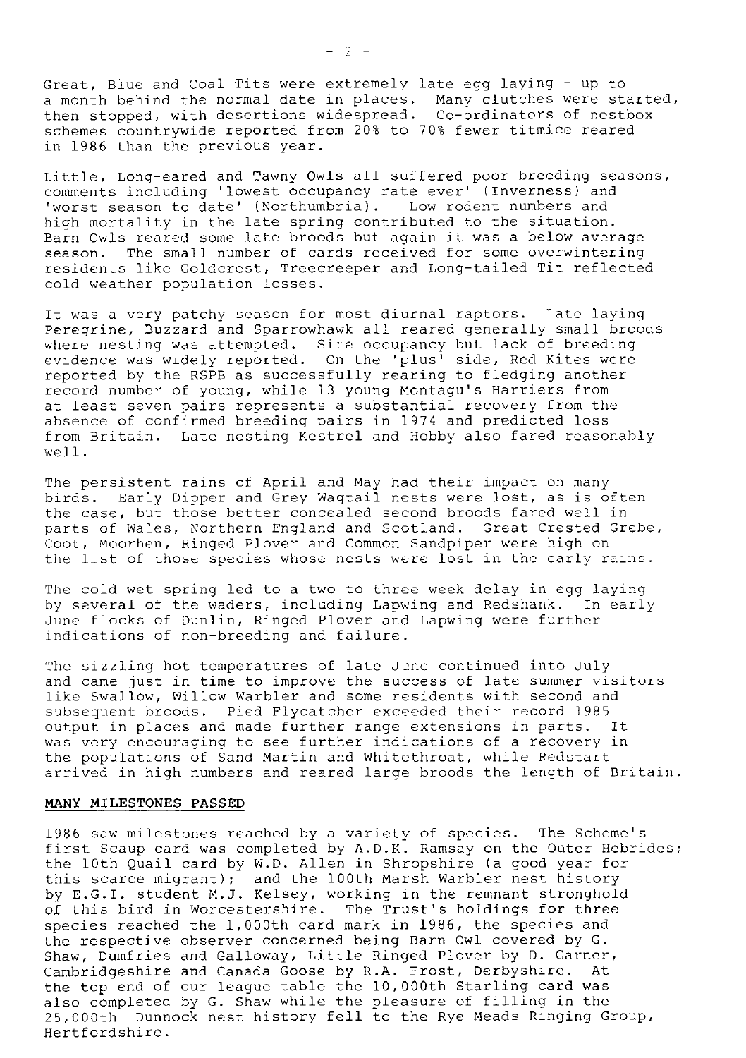Great, Blue and Coal Tits were extremely late egg laying - up to a month behind the normal date in places. Many clutches were started, then stopped, with desertions widespread. Co-ordinators of nestbox schemes countrywide reported from 20% to 70% fewer titmice reared in 1986 than the previous year.

Little, Long-eared and Tawny Owls all suffered poor breeding seasons, comments including 'lowest occupancy rate ever' (Inverness) and 'worst season to date' (Northumbria). Low rodent numbers and high mortality in the late spring contributed to the situation. Barn Owls reared some late broods but again it was a below average season. The small number of cards received for some overwintering residents like Goldcrest, Treecreeper and Long-tailed Tit reflected cold weather population losses.

It was a very patchy season for most diurnal raptors. Late laying Peregrine, Buzzard and Sparrowhawk all reared generally small broods where nesting was attempted. Site occupancy but lack of breeding evidence was widely reported. On the 'plus' side, Red Kites were reported by the RSPB as successfully rearing to fledging another record number of young, while 13 young Montagu's Harriers from at least seven pairs represents a substantial recovery from the absence of confirmed breeding pairs in 1974 and predicted loss from Britain. Late nesting Kestrel and Hobby also fared reasonably well.

The persistent rains of April and May had their impact on many birds. Early Dipper and Grey Wagtail nests were lost, as is often the case, but those better concealed second broods fared well in parts of Wales, Northern England and Scotland. Great Crested Grebe, Coot, Moorhen, Ringed Plover and Common Sandpiper were high on the list of those species whose nests were lost in the early rains.

The cold wet spring led to a two to three week delay in egg laying by several of the waders, including Lapwing and Redshank. In early June flocks of Dunlin, Ringed Plover and Lapwing were further indications of non-breeding and failure.

The sizzling hot temperatures of late June continued into July and came just in time to improve the success of late summer visitors like Swallow, Willow Warbler and some residents with second and subsequent broods. Pied Flycatcher exceeded their record 1985 output in places and made further range extensions in parts. It was very encouraging to see further indications of a recovery in the populations of Sand Martin and Whitethroat, while Redstart arrived in high numbers and reared large broods the length of Britain.

## MANY MILESTONES PASSED

1986 saw milestones reached by a variety of species. The Scheme's first Scaup card was completed by A.D.K. Ramsay on the Outer Hebrides; the 10th Quail card by W.D. Allen in Shropshire (a good year for this scarce migrant); and the 100th Marsh Warbler nest history by E.G.I. student M.J. Kelsey, working in the remnant stronghold of this bird in Worcestershire. The Trust's holdings for three species reached the 1,000th card mark in 1986, the species and the respective observer concerned being Barn Owl covered by G. Shaw, Dumfries and Galloway, Little Ringed Plover by D. Garner, Cambridgeshire and Canada Goose by R.A. Frost, Derbyshire. At the top end of our league table the 10,000th Starling card was also completed by G. Shaw while the pleasure of filling in the 25,000th Dunnock nest history fell to the Rye Meads Ringing Group, Hertfordshire.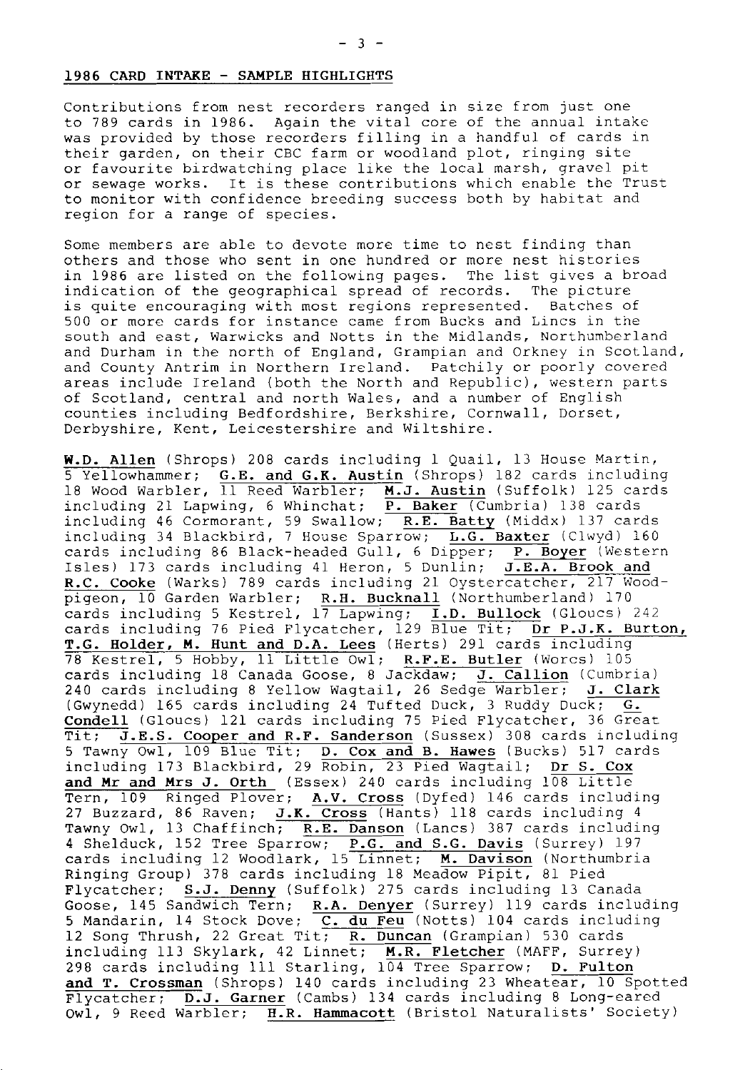## 1986 CARD INTAKE - SAMPLE HIGHLIGHTS

Contributions from nest recorders ranged in size from just one to 789 cards in 1986. Again the vital core of the annual intake was provided by those recorders filling in a handful of cards in their garden, on their CBC farm or woodland plot, ringing site or favourite birdwatching place like the local marsh, gravel pit or sewage works. It is these contributions which enable the Trust to monitor with confidence breeding success both by habitat and region for a range of species.

Some members are able to devote more time to nest finding than others and those who sent in one hundred or more nest histories in 1986 are listed on the following pages. The list gives a broad indication of the geographical spread of records. The picture is quite encouraging with most regions represented. Batches of 500 or more cards for instance came from Bucks and Lincs in the south and east, Warwicks and Notts in the Midlands, Northumberland and Durham in the north of England, Grampian and Orkney in Scotland, and County Antrim in Northern Ireland. Patchily or poorly covered areas include Ireland (both the North and Republic), western parts of Scotland, central and north Wales, and a number of English counties including Bedfordshire, Berkshire, Cornwall, Dorset, Derbyshire, Kent, Leicestershire and Wiltshire.

**W.D. Allen** (Shrops) 208 cards including 1 Quail, 13 House Martin, 5 Yellowhammer; **G.E. and G.K. Austin** (Shrops) 182 cards including 18 Wood Warbler, 11 Reed Warbler; **M.J. Austin** (Suffolk) 125 cards including 21 Lapwing, 6 Whinchat; **P. Baker** (Cumbria) 138 cards including 46 Cormorant, 59 Swallow; **R.E. Batty** (Middx) 137 cards including 34 Blackbird, 7 House Sparrow; **L.G. Baxter** (Clwyd) 160 cards including 86 Black-headed Gull, 6 Dipper; **P. Boyer** (Western Isles) 173 cards including 41 Heron, 5 Dunlin; **J.E.A. Brook and R.C. Cooke** (Warks) 789 cards including 21 Oystercatcher, 217 Wood-pigeon, 10 Garden Warbler; **R.H. Bucknall** (Northumberland) 170 cards including 5 Kestrel, 17 Lapwing; **I.D. Bullock** (Gloucs) 242 cards including 76 Pied Flycatcher, 129 Blue Tit; **Dr P.J.K. Burton, T.G. Holder, M. Hunt and D.A. Lees** (Herts) 291 cards including 78 Kestrel, 5 Hobby, 11 Little Owl; **R.F.E. Butler** (Worcs) 105 cards including 18 Canada Goose, 8 Jackdaw; **J. Callion** (Cumbria) 240 cards including 8 Yellow Wagtail, 26 Sedge Warbler; **J. Clark** (Gwynedd) 165 cards including 24 Tufted Duck, 3 Ruddy Duck; **G. Condell** (Gloucs) 121 cards including 75 Pied Flycatcher, 36 Great Tit; **J.E.S. Cooper and R.F. Sanderson** (Sussex) 308 cards including 5 Tawny Owl, 109 Blue Tit; **D. Cox and B. Hawes** (Bucks) 517 cards including 173 Blackbird, 29 Robin, 23 Pied Wagtail; **Dr S. Cox and Mr and Mrs J. Orth** (Essex) 240 cards including 108 Little Tern, 109 Ringed Plover; **A.V. Cross** (Dyfed) 146 cards including 27 Buzzard, 86 Raven; **J.K. Cross** (Hants) 118 cards including 4 Tawny Owl, 13 Chaffinch; **R.E. Danson** (Lancs) 387 cards including 4 Shelduck, 152 Tree Sparrow; **P.G. and S.G. Davis** (Surrey) 197 cards including 12 Woodlark, 15 Linnet; **M. Davison** (Northumbria Ringing Group) 378 cards including 18 Meadow Pipit, 81 Pied Flycatcher; **S.J. Denny** (Suffolk) 275 cards including 13 Canada Goose, 145 Sandwich Tern; **R.A. Denyer** (Surrey) 119 cards including 5 Mandarin, 14 Stock Dove; **C. du Feu** (Notts) 104 cards including 12 Song Thrush, 22 Great Tit; **R. Duncan** (Grampian) 530 cards including 113 Skylark, 42 Linnet; **M.R. Fletcher** (MAFF, Surrey) 298 cards including 111 Starling, 104 Tree Sparrow; **D. Fulton and T. Crossman** (Shrops) 140 cards including 23 Wheatear, 10 Spotted Flycatcher; **D.J. Garner** (Cambs) 134 cards including 8 Long-eared Owl, 9 Reed Warbler; **H.R. Hammacott** (Bristol Naturalists' Society)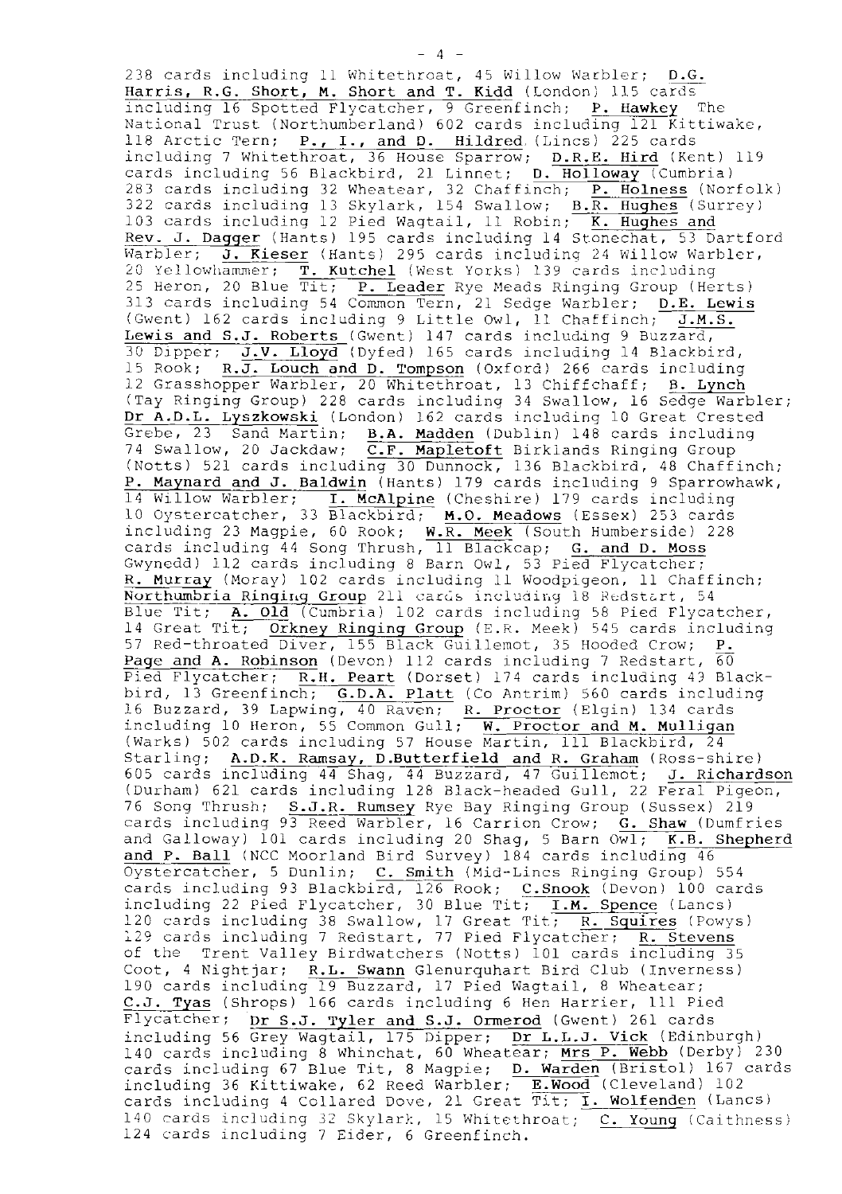238 cards including 11 Whitethroat, 45 Willow Warbler; D.G. Harris, R.G. Short, M. Short and T. Kidd (London) 115 cards including 16 Spotted Flycatcher, 9 Greenfinch; P. Hawkey The National Trust (Northumberland) 602 cards including 121 Kittiwake, 118 Arctic Tern; P., I., and D. Hildred (Lincs) 225 cards including 7 Whitethroat, 36 House Sparrow; D.R.E. Hird (Kent) 119 cards including 56 Blackbird, 21 Linnet; D. Holloway (Cumbria) 283 cards including 32 Wheatear, 32 Chaffinch; P. Holness (Norfolk) 322 cards including 13 Skylark, 154 Swallow; B.R. Hughes (Surrey) 103 cards including 12 Pied Wagtail, 11 Robin; K. Hughes and Rev. J. Dagger (Hants) 195 cards including 14 Stonechat, 53 Dartford Warbler; J. Kieser (Hants) 295 cards including 24 Willow Warbler, 20 Yellowhammer; T. Kutchel (West Yorks) 139 cards including 25 Heron, 20 Blue Tit; P. Leader Rye Meads Ringing Group (Herts) 313 cards including 54 Common Tern, 21 Sedge Warbler; D.E. Lewis (Gwent) 162 cards including 9 Little Owl, 11 Chaffinch; J.M.S. Lewis and S.J. Roberts (Gwent) 147 cards including 9 Buzzard, 30 Dipper; J.V. Lloyd (Dyfed) 165 cards including 14 Blackbird, 15 Rook; R.J. Louch and D. Tompson (Oxford) 266 cards including 12 Grasshopper Warbler, 20 Whitethroat, 13 Chiffchaff; B. Lynch (Tay Ringing Group) 228 cards including 34 Swallow, 16 Sedge Warbler; Dr A.D.L. Lyszkowski (London) 162 cards including 10 Great Crested Grebe, 23 Sand Martin; B.A. Madden (Dublin) 148 cards including 74 Swallow, 20 Jackdaw; C.F. Mapletoft Birklands Ringing Group (Notts) 521 cards including 30 Dunnock, 136 Blackbird, 48 Chaffinch; P. Maynard and J. Baldwin (Hants) 179 cards including 9 Sparrowhawk, 14 Willow Warbler; I. McAlpine (Cheshire) 179 cards including 10 Oystercatcher, 33 Blackbird; M.O. Meadows (Essex) 253 cards including 23 Magpie, 60 Rook; W.R. Meek (South Humberside) 228 cards including 44 Song Thrush, 11 Blackcap; G. and D. Moss Gwynedd) 112 cards including 8 Barn Owl, 53 Pied Flycatcher; R. Murray (Moray) 102 cards including 11 Woodpigeon, 11 Chaffinch; Northumbria Ringing Group 211 cards including 18 Redstart, 54 Blue Tit; A. Old (Cumbria) 102 cards including 58 Pied Flycatcher, 14 Great Tit; Orkney Ringing Group (E.R. Meek) 545 cards including 57 Red-throated Diver, 155 Black Guillemot, 35 Hooded Crow; P. Page and A. Robinson (Devon) 112 cards including 7 Redstart, 60 Pied Flycatcher; R.H. Peart (Dorset) 174 cards including 49 Blackbird, 13 Greenfinch; G.D.A. Platt (Co Antrim) 560 cards including 16 Buzzard, 39 Lapwing, 40 Raven; R. Proctor (Elgin) 134 cards including 10 Heron, 55 Common Gull; W. Proctor and M. Mulligan (Warks) 502 cards including 57 House Martin, 111 Blackbird, 24 Starling; A.D.K. Ramsay, D.Butterfield and R. Graham (Ross-shire) 605 cards including 44 Shag, 44 Buzzard, 47 Guillemot; J. Richardson (Durham) 621 cards including 128 Black-headed Gull, 22 Feral Pigeon, 76 Song Thrush; S.J.R. Rumsey Rye Bay Ringing Group (Sussex) 219 cards including 93 Reed Warbler, 16 Carrion Crow; G. Shaw (Dumfries and Galloway) 101 cards including 20 Shag, 5 Barn Owl; K.B. Shepherd and P. Ball (NCC Moorland Bird Survey) 184 cards including 46 Oystercatcher, 5 Dunlin; C. Smith (Mid-Lincs Ringing Group) 554 cards including 93 Blackbird, 126 Rook; C.Snook (Devon) 100 cards including 22 Pied Flycatcher, 30 Blue Tit; I.M. Spence (Lancs) 120 cards including 38 Swallow, 17 Great Tit; R. Squires (Powys) 129 cards including 7 Redstart, 77 Pied Flycatcher; R. Stevens of the Trent Valley Birdwatchers (Notts) 101 cards including 35 Coot, 4 Nightjar; R.L. Swann Glenurquhart Bird Club (Inverness) 190 cards including 19 Buzzard, 17 Pied Wagtail, 8 Wheatear; C.J. Tyas (Shrops) 166 cards including 6 Hen Harrier, 111 Pied Flycatcher; Dr S.J. Tyler and S.J. Ormerod (Gwent) 261 cards including 56 Grey Wagtail, 175 Dipper; Dr L.L.J. Vick (Edinburgh) 140 cards including 8 Whinchat, 60 Wheatear; Mrs P. Webb (Derby) 230 cards including 67 Blue Tit, 8 Magpie; D. Warden (Bristol) 167 cards including 36 Kittiwake, 62 Reed Warbler; E.Wood (Cleveland) 102 cards including 4 Collared Dove, 21 Great Tit; I. Wolfenden (Lancs) 140 cards including 32 Skylark, 15 Whitethroat; C. Young (Caithness) 124 cards including 7 Eider, 6 Greenfinch.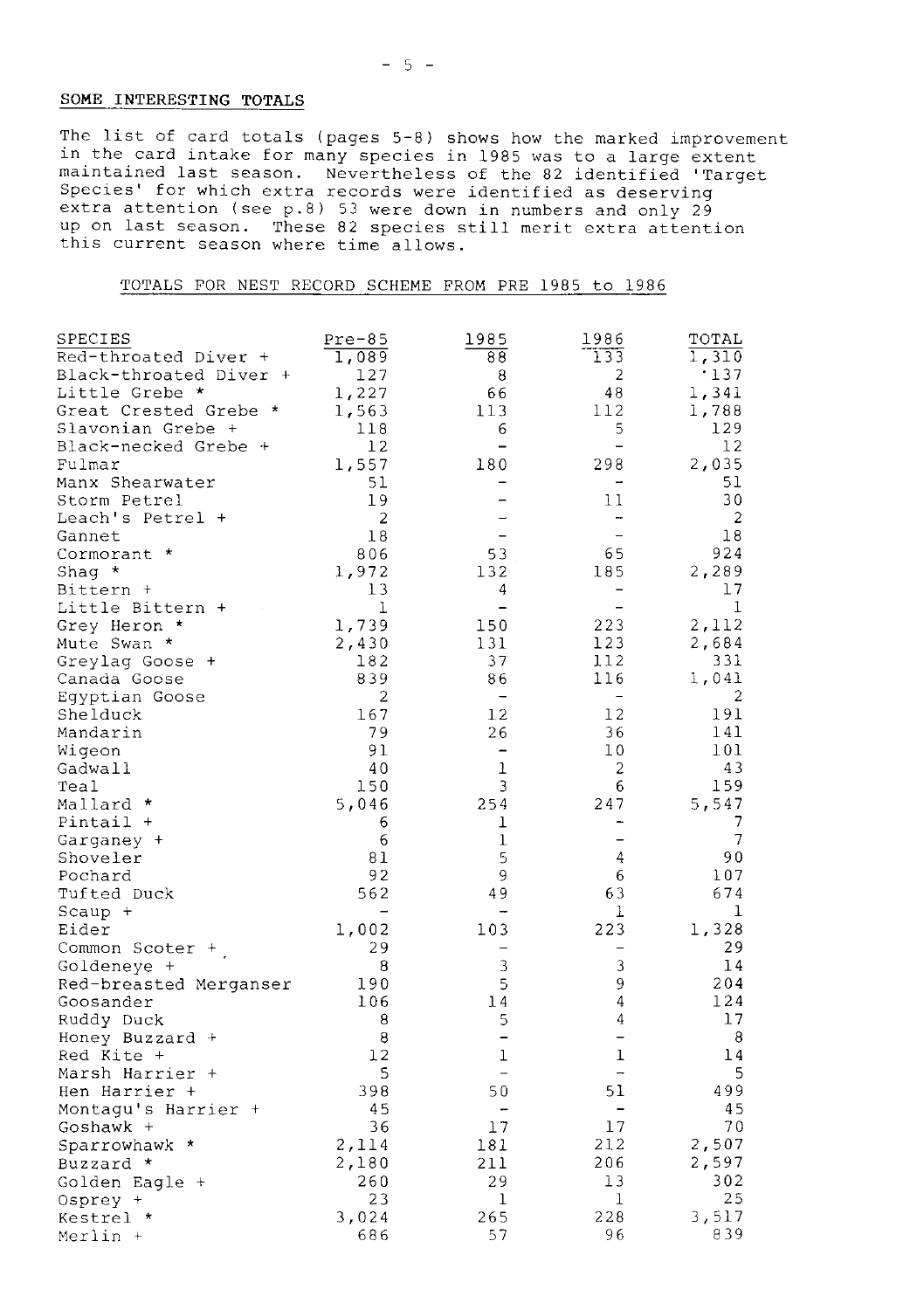## SOME INTERESTING TOTALS

The list of card totals (pages 5-8) shows how the marked improvement in the card intake for many species in 1985 was to a large extent maintained last season. Nevertheless of the 82 identified 'Target Species' for which extra records were identified as deserving extra attention (see p.8) 53 were down in numbers and only 29 up on last season. These 82 species still merit extra attention this current season where time allows.

### TOTALS FOR NEST RECORD SCHEME FROM PRE 1985 to 1986

| SPECIES | Pre-85 | 1985 | 1986 | TOTAL |
|---|---|---|---|---|
| Red-throated Diver + | 1,089 | 88 | 133 | 1,310 |
| Black-throated Diver + | 127 | 8 | 2 | 137 |
| Little Grebe * | 1,227 | 66 | 48 | 1,341 |
| Great Crested Grebe * | 1,563 | 113 | 112 | 1,788 |
| Slavonian Grebe + | 118 | 6 | 5 | 129 |
| Black-necked Grebe + | 12 | - | - | 12 |
| Fulmar | 1,557 | 180 | 298 | 2,035 |
| Manx Shearwater | 51 | - | - | 51 |
| Storm Petrel | 19 | - | 11 | 30 |
| Leach's Petrel + | 2 | - | - | 2 |
| Gannet | 18 | - | - | 18 |
| Cormorant * | 806 | 53 | 65 | 924 |
| Shag * | 1,972 | 132 | 185 | 2,289 |
| Bittern + | 13 | 4 | - | 17 |
| Little Bittern + | 1 | - | - | 1 |
| Grey Heron * | 1,739 | 150 | 223 | 2,112 |
| Mute Swan * | 2,430 | 131 | 123 | 2,684 |
| Greylag Goose + | 182 | 37 | 112 | 331 |
| Canada Goose | 839 | 86 | 116 | 1,041 |
| Egyptian Goose | 2 | - | - | 2 |
| Shelduck | 167 | 12 | 12 | 191 |
| Mandarin | 79 | 26 | 36 | 141 |
| Wigeon | 91 | - | 10 | 101 |
| Gadwall | 40 | 1 | 2 | 43 |
| Teal | 150 | 3 | 6 | 159 |
| Mallard * | 5,046 | 254 | 247 | 5,547 |
| Pintail + | 6 | 1 | - | 7 |
| Garganey + | 6 | 1 | - | 7 |
| Shoveler | 81 | 5 | 4 | 90 |
| Pochard | 92 | 9 | 6 | 107 |
| Tufted Duck | 562 | 49 | 63 | 674 |
| Scaup + | - | - | 1 | 1 |
| Eider | 1,002 | 103 | 223 | 1,328 |
| Common Scoter + | 29 | - | - | 29 |
| Goldeneye + | 8 | 3 | 3 | 14 |
| Red-breasted Merganser | 190 | 5 | 9 | 204 |
| Goosander | 106 | 14 | 4 | 124 |
| Ruddy Duck | 8 | 5 | 4 | 17 |
| Honey Buzzard + | 8 | - | - | 8 |
| Red Kite + | 12 | 1 | 1 | 14 |
| Marsh Harrier + | 5 | - | - | 5 |
| Hen Harrier + | 398 | 50 | 51 | 499 |
| Montagu's Harrier + | 45 | - | - | 45 |
| Goshawk + | 36 | 17 | 17 | 70 |
| Sparrowhawk * | 2,114 | 181 | 212 | 2,507 |
| Buzzard * | 2,180 | 211 | 206 | 2,597 |
| Golden Eagle + | 260 | 29 | 13 | 302 |
| Osprey + | 23 | 1 | 1 | 25 |
| Kestrel * | 3,024 | 265 | 228 | 3,517 |
| Merlin + | 686 | 57 | 96 | 839 |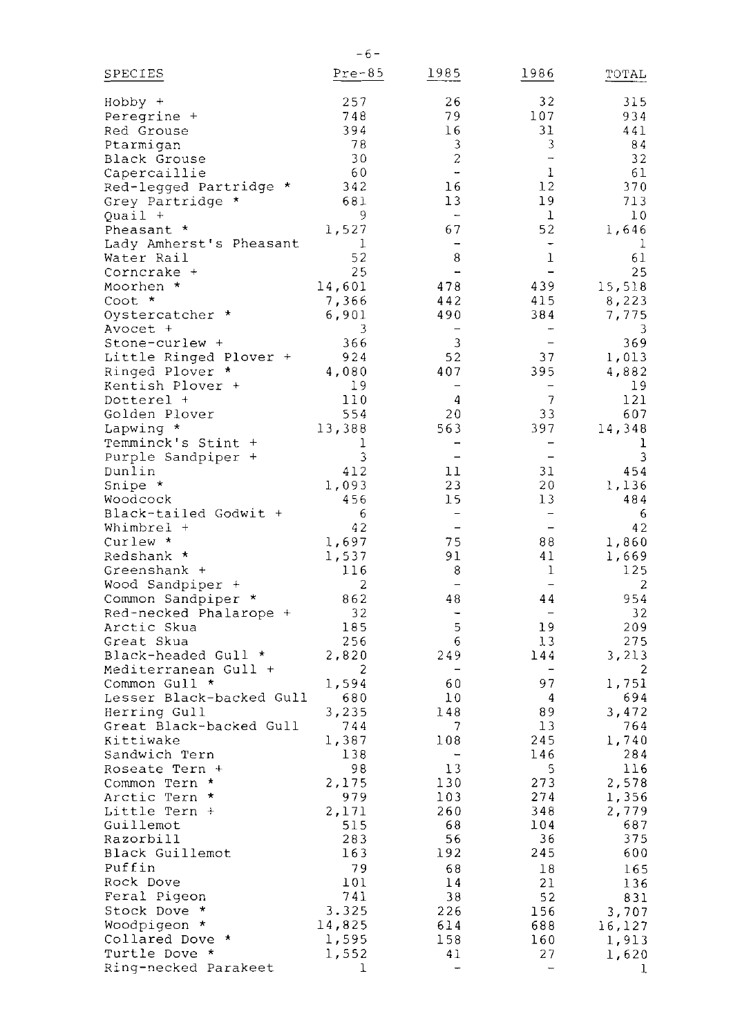| SPECIES | Pre-85 | 1985 | 1986 | TOTAL |
|---|---|---|---|---|
| Hobby + | 257 | 26 | 32 | 315 |
| Peregrine + | 748 | 79 | 107 | 934 |
| Red Grouse | 394 | 16 | 31 | 441 |
| Ptarmigan | 78 | 3 | 3 | 84 |
| Black Grouse | 30 | 2 | - | 32 |
| Capercaillie | 60 | - | 1 | 61 |
| Red-legged Partridge * | 342 | 16 | 12 | 370 |
| Grey Partridge * | 681 | 13 | 19 | 713 |
| Quail + | 9 | - | 1 | 10 |
| Pheasant * | 1,527 | 67 | 52 | 1,646 |
| Lady Amherst's Pheasant | 1 | - | - | 1 |
| Water Rail | 52 | 8 | 1 | 61 |
| Corncrake + | 25 | - | - | 25 |
| Moorhen * | 14,601 | 478 | 439 | 15,518 |
| Coot * | 7,366 | 442 | 415 | 8,223 |
| Oystercatcher * | 6,901 | 490 | 384 | 7,775 |
| Avocet + | 3 | - | - | 3 |
| Stone-curlew + | 366 | 3 | - | 369 |
| Little Ringed Plover + | 924 | 52 | 37 | 1,013 |
| Ringed Plover * | 4,080 | 407 | 395 | 4,882 |
| Kentish Plover + | 19 | - | - | 19 |
| Dotterel + | 110 | 4 | 7 | 121 |
| Golden Plover | 554 | 20 | 33 | 607 |
| Lapwing * | 13,388 | 563 | 397 | 14,348 |
| Temminck's Stint + | 1 | - | - | 1 |
| Purple Sandpiper + | 3 | - | - | 3 |
| Dunlin | 412 | 11 | 31 | 454 |
| Snipe * | 1,093 | 23 | 20 | 1,136 |
| Woodcock | 456 | 15 | 13 | 484 |
| Black-tailed Godwit + | 6 | - | - | 6 |
| Whimbrel + | 42 | - | - | 42 |
| Curlew * | 1,697 | 75 | 88 | 1,860 |
| Redshank * | 1,537 | 91 | 41 | 1,669 |
| Greenshank + | 116 | 8 | 1 | 125 |
| Wood Sandpiper + | 2 | - | - | 2 |
| Common Sandpiper * | 862 | 48 | 44 | 954 |
| Red-necked Phalarope + | 32 | - | - | 32 |
| Arctic Skua | 185 | 5 | 19 | 209 |
| Great Skua | 256 | 6 | 13 | 275 |
| Black-headed Gull * | 2,820 | 249 | 144 | 3,213 |
| Mediterranean Gull + | 2 | - | - | 2 |
| Common Gull * | 1,594 | 60 | 97 | 1,751 |
| Lesser Black-backed Gull | 680 | 10 | 4 | 694 |
| Herring Gull | 3,235 | 148 | 89 | 3,472 |
| Great Black-backed Gull | 744 | 7 | 13 | 764 |
| Kittiwake | 1,387 | 108 | 245 | 1,740 |
| Sandwich Tern | 138 | - | 146 | 284 |
| Roseate Tern + | 98 | 13 | 5 | 116 |
| Common Tern * | 2,175 | 130 | 273 | 2,578 |
| Arctic Tern * | 979 | 103 | 274 | 1,356 |
| Little Tern + | 2,171 | 260 | 348 | 2,779 |
| Guillemot | 515 | 68 | 104 | 687 |
| Razorbill | 283 | 56 | 36 | 375 |
| Black Guillemot | 163 | 192 | 245 | 600 |
| Puffin | 79 | 68 | 18 | 165 |
| Rock Dove | 101 | 14 | 21 | 136 |
| Feral Pigeon | 741 | 38 | 52 | 831 |
| Stock Dove * | 3.325 | 226 | 156 | 3,707 |
| Woodpigeon * | 14,825 | 614 | 688 | 16,127 |
| Collared Dove * | 1,595 | 158 | 160 | 1,913 |
| Turtle Dove * | 1,552 | 41 | 27 | 1,620 |
| Ring-necked Parakeet | 1 | - | - | 1 |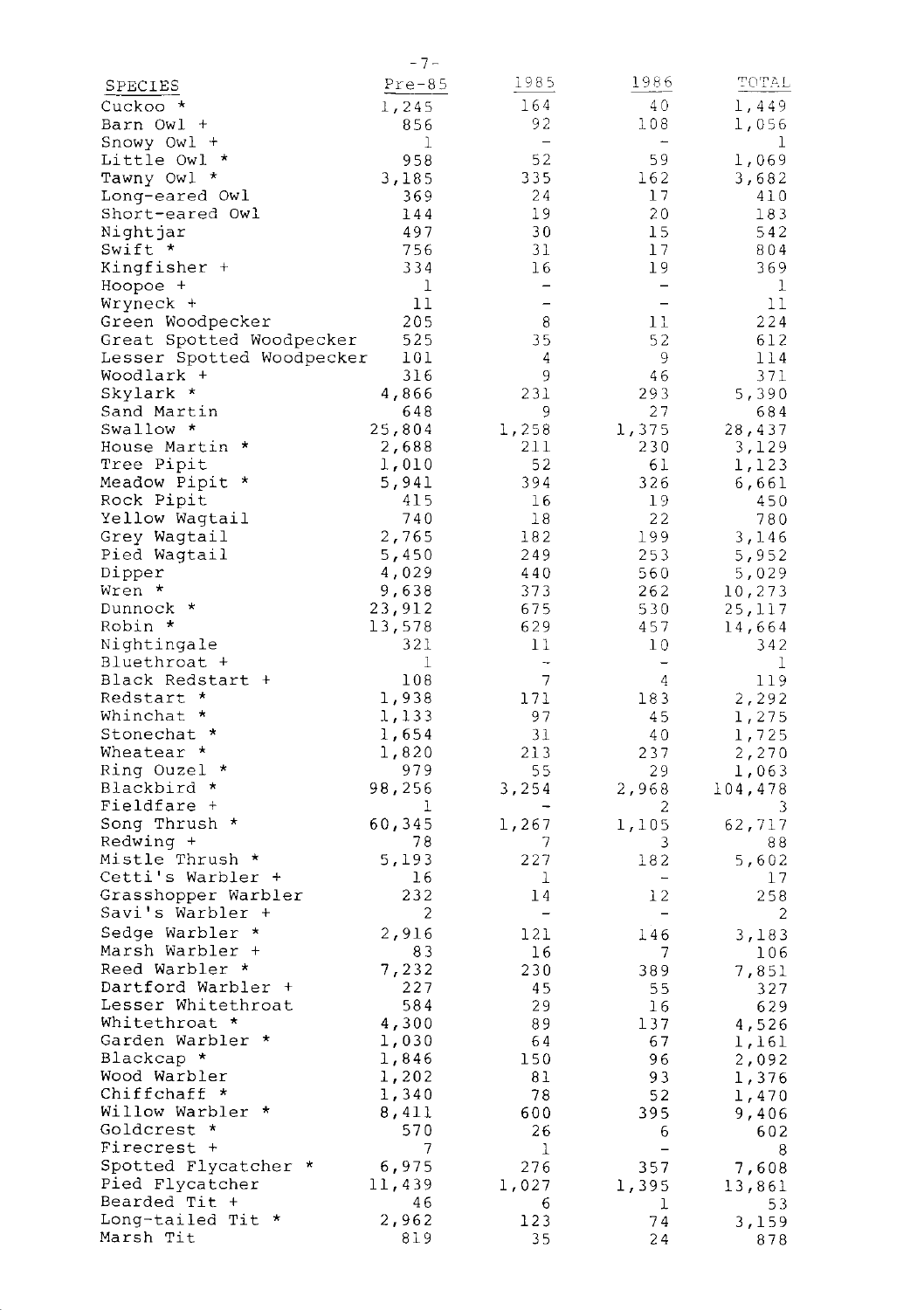| SPECIES | Pre-85 | 1985 | 1986 | TOTAL |
|---|---|---|---|---|
| Cuckoo * | 1,245 | 164 | 40 | 1,449 |
| Barn Owl + | 856 | 92 | 108 | 1,056 |
| Snowy Owl + | 1 | - | - | 1 |
| Little Owl * | 958 | 52 | 59 | 1,069 |
| Tawny Owl * | 3,185 | 335 | 162 | 3,682 |
| Long-eared Owl | 369 | 24 | 17 | 410 |
| Short-eared Owl | 144 | 19 | 20 | 183 |
| Nightjar | 497 | 30 | 15 | 542 |
| Swift * | 756 | 31 | 17 | 804 |
| Kingfisher + | 334 | 16 | 19 | 369 |
| Hoopoe + | 1 | - | - | 1 |
| Wryneck + | 11 | - | - | 11 |
| Green Woodpecker | 205 | 8 | 11 | 224 |
| Great Spotted Woodpecker | 525 | 35 | 52 | 612 |
| Lesser Spotted Woodpecker | 101 | 4 | 9 | 114 |
| Woodlark + | 316 | 9 | 46 | 371 |
| Skylark * | 4,866 | 231 | 293 | 5,390 |
| Sand Martin | 648 | 9 | 27 | 684 |
| Swallow * | 25,804 | 1,258 | 1,375 | 28,437 |
| House Martin * | 2,688 | 211 | 230 | 3,129 |
| Tree Pipit | 1,010 | 52 | 61 | 1,123 |
| Meadow Pipit * | 5,941 | 394 | 326 | 6,661 |
| Rock Pipit | 415 | 16 | 19 | 450 |
| Yellow Wagtail | 740 | 18 | 22 | 780 |
| Grey Wagtail | 2,765 | 182 | 199 | 3,146 |
| Pied Wagtail | 5,450 | 249 | 253 | 5,952 |
| Dipper | 4,029 | 440 | 560 | 5,029 |
| Wren * | 9,638 | 373 | 262 | 10,273 |
| Dunnock * | 23,912 | 675 | 530 | 25,117 |
| Robin * | 13,578 | 629 | 457 | 14,664 |
| Nightingale | 321 | 11 | 10 | 342 |
| Bluethroat + | 1 | - | - | 1 |
| Black Redstart + | 108 | 7 | 4 | 119 |
| Redstart * | 1,938 | 171 | 183 | 2,292 |
| Whinchat * | 1,133 | 97 | 45 | 1,275 |
| Stonechat * | 1,654 | 31 | 40 | 1,725 |
| Wheatear * | 1,820 | 213 | 237 | 2,270 |
| Ring Ouzel * | 979 | 55 | 29 | 1,063 |
| Blackbird * | 98,256 | 3,254 | 2,968 | 104,478 |
| Fieldfare + | 1 | - | 2 | 3 |
| Song Thrush * | 60,345 | 1,267 | 1,105 | 62,717 |
| Redwing + | 78 | 7 | 3 | 88 |
| Mistle Thrush * | 5,193 | 227 | 182 | 5,602 |
| Cetti's Warbler + | 16 | 1 | - | 17 |
| Grasshopper Warbler | 232 | 14 | 12 | 258 |
| Savi's Warbler + | 2 | - | - | 2 |
| Sedge Warbler * | 2,916 | 121 | 146 | 3,183 |
| Marsh Warbler + | 83 | 16 | 7 | 106 |
| Reed Warbler * | 7,232 | 230 | 389 | 7,851 |
| Dartford Warbler + | 227 | 45 | 55 | 327 |
| Lesser Whitethroat | 584 | 29 | 16 | 629 |
| Whitethroat * | 4,300 | 89 | 137 | 4,526 |
| Garden Warbler * | 1,030 | 64 | 67 | 1,161 |
| Blackcap * | 1,846 | 150 | 96 | 2,092 |
| Wood Warbler | 1,202 | 81 | 93 | 1,376 |
| Chiffchaff * | 1,340 | 78 | 52 | 1,470 |
| Willow Warbler * | 8,411 | 600 | 395 | 9,406 |
| Goldcrest * | 570 | 26 | 6 | 602 |
| Firecrest + | 7 | 1 | - | 8 |
| Spotted Flycatcher * | 6,975 | 276 | 357 | 7,608 |
| Pied Flycatcher | 11,439 | 1,027 | 1,395 | 13,861 |
| Bearded Tit + | 46 | 6 | 1 | 53 |
| Long-tailed Tit * | 2,962 | 123 | 74 | 3,159 |
| Marsh Tit | 819 | 35 | 24 | 878 |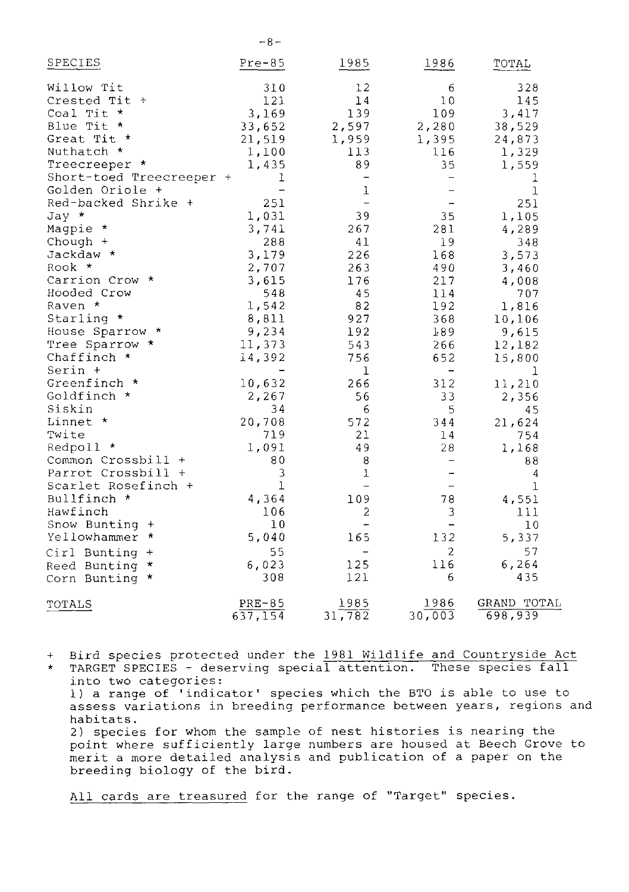| SPECIES | Pre-85 | 1985 | 1986 | TOTAL |
|---|---|---|---|---|
| Willow Tit | 310 | 12 | 6 | 328 |
| Crested Tit + | 121 | 14 | 10 | 145 |
| Coal Tit * | 3,169 | 139 | 109 | 3,417 |
| Blue Tit * | 33,652 | 2,597 | 2,280 | 38,529 |
| Great Tit * | 21,519 | 1,959 | 1,395 | 24,873 |
| Nuthatch * | 1,100 | 113 | 116 | 1,329 |
| Treecreeper * | 1,435 | 89 | 35 | 1,559 |
| Short-toed Treecreeper + | 1 | - | - | 1 |
| Golden Oriole + | - | 1 | - | 1 |
| Red-backed Shrike + | 251 | - | - | 251 |
| Jay * | 1,031 | 39 | 35 | 1,105 |
| Magpie * | 3,741 | 267 | 281 | 4,289 |
| Chough + | 288 | 41 | 19 | 348 |
| Jackdaw * | 3,179 | 226 | 168 | 3,573 |
| Rook * | 2,707 | 263 | 490 | 3,460 |
| Carrion Crow * | 3,615 | 176 | 217 | 4,008 |
| Hooded Crow | 548 | 45 | 114 | 707 |
| Raven * | 1,542 | 82 | 192 | 1,816 |
| Starling * | 8,811 | 927 | 368 | 10,106 |
| House Sparrow * | 9,234 | 192 | 189 | 9,615 |
| Tree Sparrow * | 11,373 | 543 | 266 | 12,182 |
| Chaffinch * | 14,392 | 756 | 652 | 15,800 |
| Serin + | - | 1 | - | 1 |
| Greenfinch * | 10,632 | 266 | 312 | 11,210 |
| Goldfinch * | 2,267 | 56 | 33 | 2,356 |
| Siskin | 34 | 6 | 5 | 45 |
| Linnet * | 20,708 | 572 | 344 | 21,624 |
| Twite | 719 | 21 | 14 | 754 |
| Redpoll * | 1,091 | 49 | 28 | 1,168 |
| Common Crossbill + | 80 | 8 | - | 88 |
| Parrot Crossbill + | 3 | 1 | - | 4 |
| Scarlet Rosefinch + | 1 | - | - | 1 |
| Bullfinch * | 4,364 | 109 | 78 | 4,551 |
| Hawfinch | 106 | 2 | 3 | 111 |
| Snow Bunting + | 10 | - | - | 10 |
| Yellowhammer * | 5,040 | 165 | 132 | 5,337 |
| Cirl Bunting + | 55 | - | 2 | 57 |
| Reed Bunting * | 6,023 | 125 | 116 | 6,264 |
| Corn Bunting * | 308 | 121 | 6 | 435 |
| TOTALS | PRE-85 | 1985 | 1986 | GRAND TOTAL |
| | 637,154 | 31,782 | 30,003 | 698,939 |

\+ Bird species protected under the 1981 Wildlife and Countryside Act

\* TARGET SPECIES - deserving special attention. These species fall into two categories:

1) a range of 'indicator' species which the BTO is able to use to assess variations in breeding performance between years, regions and habitats.

2) species for whom the sample of nest histories is nearing the point where sufficiently large numbers are housed at Beech Grove to merit a more detailed analysis and publication of a paper on the breeding biology of the bird.

All cards are treasured for the range of "Target" species.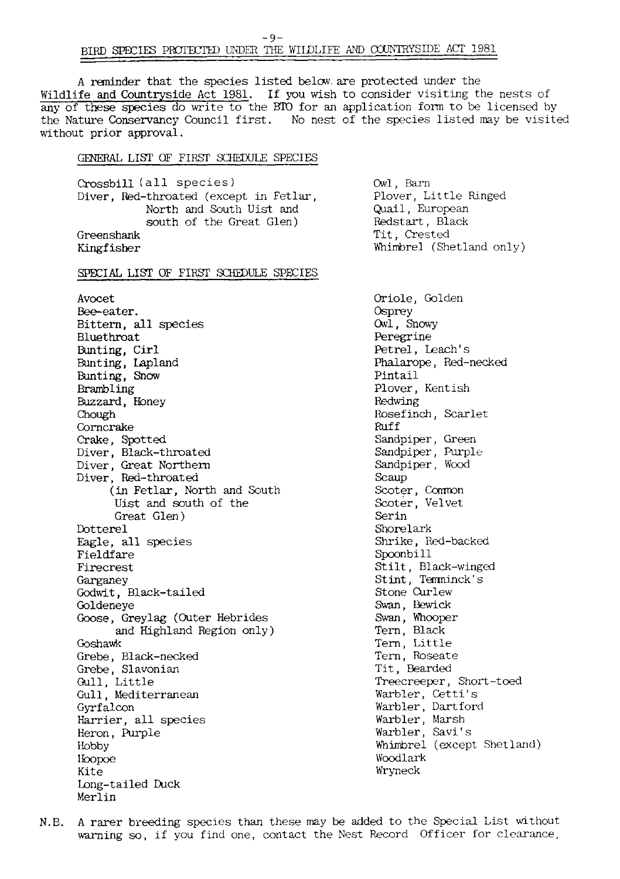## BIRD SPECIES PROTECTED UNDER THE WILDLIFE AND COUNTRYSIDE ACT 1981

A reminder that the species listed below are protected under the Wildlife and Countryside Act 1981. If you wish to consider visiting the nests of any of these species do write to the BTO for an application form to be licensed by the Nature Conservancy Council first. No nest of the species listed may be visited without prior approval.

### GENERAL LIST OF FIRST SCHEDULE SPECIES

Crossbill (all species)
Diver, Red-throated (except in Fetlar, North and South Uist and south of the Great Glen)
Greenshank
Kingfisher
Owl, Barn
Plover, Little Ringed
Quail, European
Redstart, Black
Tit, Crested
Whimbrel (Shetland only)

### SPECIAL LIST OF FIRST SCHEDULE SPECIES

Avocet
Bee-eater.
Bittern, all species
Bluethroat
Bunting, Cirl
Bunting, Lapland
Bunting, Snow
Brambling
Buzzard, Honey
Chough
Corncrake
Crake, Spotted
Diver, Black-throated
Diver, Great Northern
Diver, Red-throated (in Fetlar, North and South Uist and south of the Great Glen)
Dotterel
Eagle, all species
Fieldfare
Firecrest
Garganey
Godwit, Black-tailed
Goldeneye
Goose, Greylag (Outer Hebrides and Highland Region only)
Goshawk
Grebe, Black-necked
Grebe, Slavonian
Gull, Little
Gull, Mediterranean
Gyrfalcon
Harrier, all species
Heron, Purple
Hobby
Hoopoe
Kite
Long-tailed Duck
Merlin
Oriole, Golden
Osprey
Owl, Snowy
Peregrine
Petrel, Leach's
Phalarope, Red-necked
Pintail
Plover, Kentish
Redwing
Rosefinch, Scarlet
Ruff
Sandpiper, Green
Sandpiper, Purple
Sandpiper, Wood
Scaup
Scoter, Common
Scoter, Velvet
Serin
Shorelark
Shrike, Red-backed
Spoonbill
Stilt, Black-winged
Stint, Temminck's
Stone Curlew
Swan, Bewick
Swan, Whooper
Tern, Black
Tern, Little
Tern, Roseate
Tit, Bearded
Treecreeper, Short-toed
Warbler, Cetti's
Warbler, Dartford
Warbler, Marsh
Warbler, Savi's
Whimbrel (except Shetland)
Woodlark
Wryneck

N.B. A rarer breeding species than these may be added to the Special List without warning so, if you find one, contact the Nest Record Officer for clearance.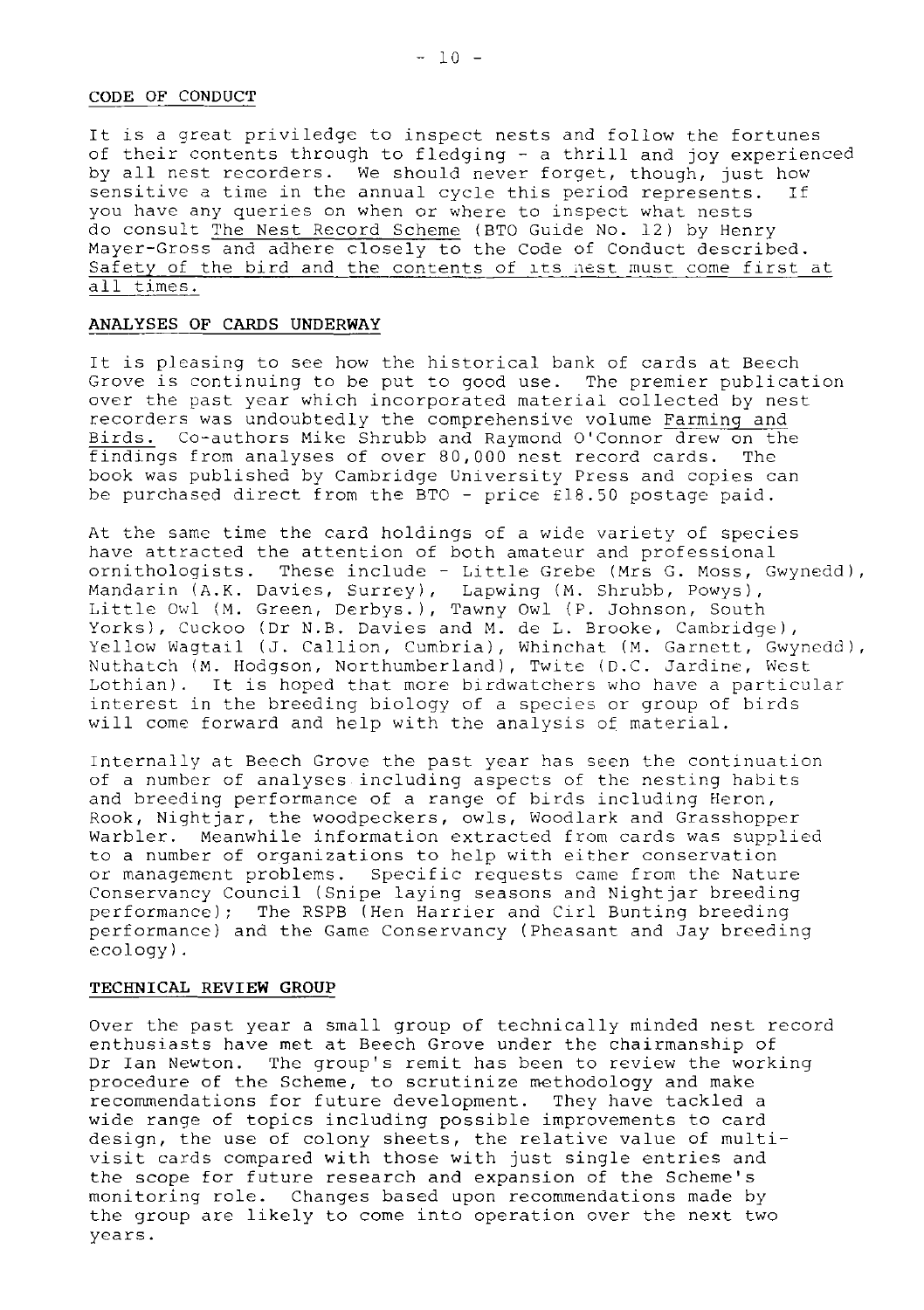## CODE OF CONDUCT

It is a great priviledge to inspect nests and follow the fortunes of their contents through to fledging - a thrill and joy experienced by all nest recorders. We should never forget, though, just how sensitive a time in the annual cycle this period represents. If you have any queries on when or where to inspect what nests do consult The Nest Record Scheme (BTO Guide No. 12) by Henry Mayer-Gross and adhere closely to the Code of Conduct described. Safety of the bird and the contents of its nest must come first at all times.

## ANALYSES OF CARDS UNDERWAY

It is pleasing to see how the historical bank of cards at Beech Grove is continuing to be put to good use. The premier publication over the past year which incorporated material collected by nest recorders was undoubtedly the comprehensive volume Farming and Birds. Co-authors Mike Shrubb and Raymond O'Connor drew on the findings from analyses of over 80,000 nest record cards. The book was published by Cambridge University Press and copies can be purchased direct from the BTO - price £18.50 postage paid.

At the same time the card holdings of a wide variety of species have attracted the attention of both amateur and professional ornithologists. These include - Little Grebe (Mrs G. Moss, Gwynedd), Mandarin (A.K. Davies, Surrey), Lapwing (M. Shrubb, Powys), Little Owl (M. Green, Derbys.), Tawny Owl (P. Johnson, South Yorks), Cuckoo (Dr N.B. Davies and M. de L. Brooke, Cambridge), Yellow Wagtail (J. Callion, Cumbria), Whinchat (M. Garnett, Gwynedd), Nuthatch (M. Hodgson, Northumberland), Twite (D.C. Jardine, West Lothian). It is hoped that more birdwatchers who have a particular interest in the breeding biology of a species or group of birds will come forward and help with the analysis of material.

Internally at Beech Grove the past year has seen the continuation of a number of analyses including aspects of the nesting habits and breeding performance of a range of birds including Heron, Rook, Nightjar, the woodpeckers, owls, Woodlark and Grasshopper Warbler. Meanwhile information extracted from cards was supplied to a number of organizations to help with either conservation or management problems. Specific requests came from the Nature Conservancy Council (Snipe laying seasons and Nightjar breeding performance); The RSPB (Hen Harrier and Cirl Bunting breeding performance) and the Game Conservancy (Pheasant and Jay breeding ecology).

## TECHNICAL REVIEW GROUP

Over the past year a small group of technically minded nest record enthusiasts have met at Beech Grove under the chairmanship of Dr Ian Newton. The group's remit has been to review the working procedure of the Scheme, to scrutinize methodology and make recommendations for future development. They have tackled a wide range of topics including possible improvements to card design, the use of colony sheets, the relative value of multi-visit cards compared with those with just single entries and the scope for future research and expansion of the Scheme's monitoring role. Changes based upon recommendations made by the group are likely to come into operation over the next two years.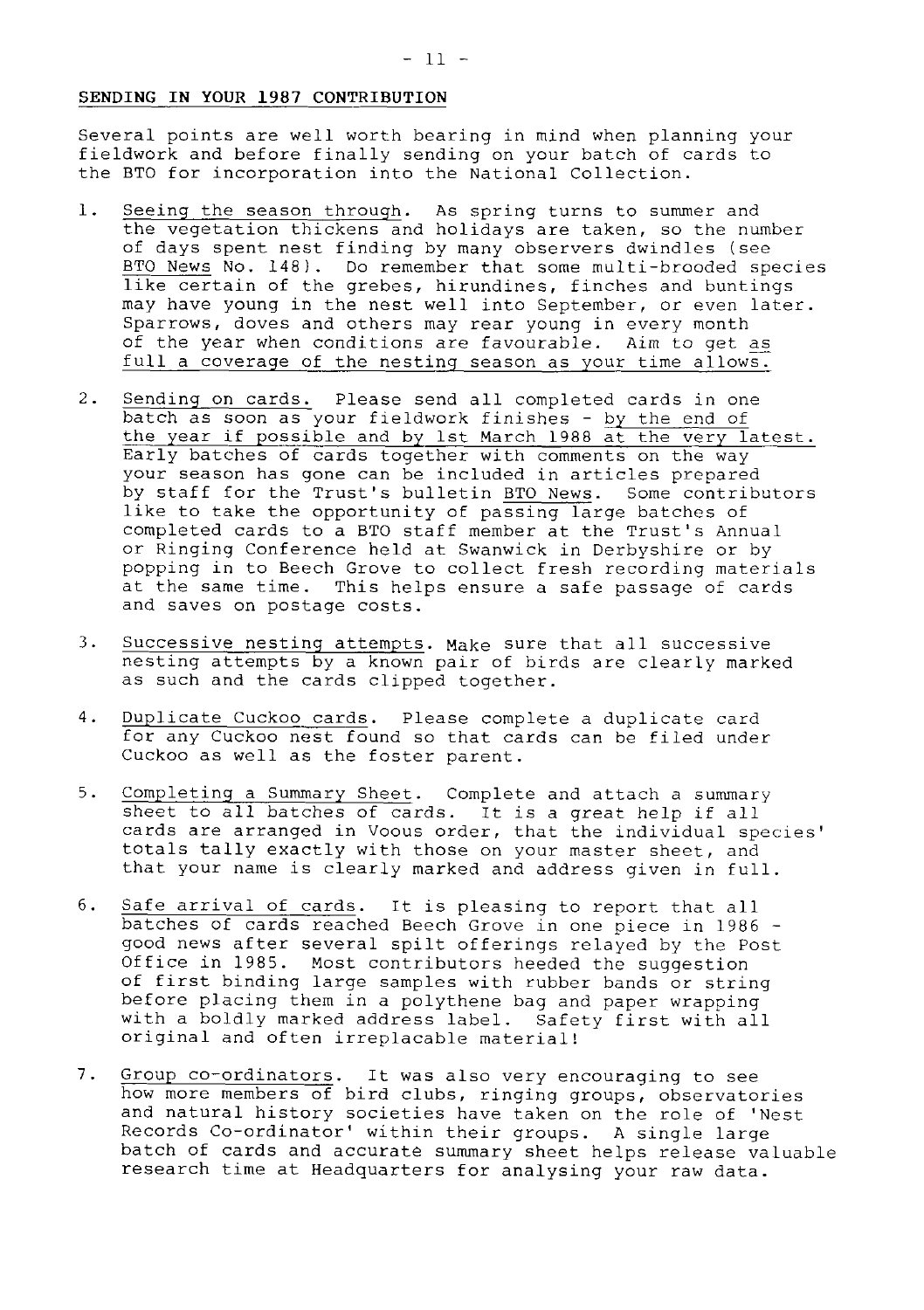## SENDING IN YOUR 1987 CONTRIBUTION

Several points are well worth bearing in mind when planning your fieldwork and before finally sending on your batch of cards to the BTO for incorporation into the National Collection.

1. Seeing the season through. As spring turns to summer and the vegetation thickens and holidays are taken, so the number of days spent nest finding by many observers dwindles (see BTO News No. 148). Do remember that some multi-brooded species like certain of the grebes, hirundines, finches and buntings may have young in the nest well into September, or even later. Sparrows, doves and others may rear young in every month of the year when conditions are favourable. Aim to get as full a coverage of the nesting season as your time allows.

2. Sending on cards. Please send all completed cards in one batch as soon as your fieldwork finishes - by the end of the year if possible and by 1st March 1988 at the very latest. Early batches of cards together with comments on the way your season has gone can be included in articles prepared by staff for the Trust's bulletin BTO News. Some contributors like to take the opportunity of passing large batches of completed cards to a BTO staff member at the Trust's Annual or Ringing Conference held at Swanwick in Derbyshire or by popping in to Beech Grove to collect fresh recording materials at the same time. This helps ensure a safe passage of cards and saves on postage costs.

3. Successive nesting attempts. Make sure that all successive nesting attempts by a known pair of birds are clearly marked as such and the cards clipped together.

4. Duplicate Cuckoo cards. Please complete a duplicate card for any Cuckoo nest found so that cards can be filed under Cuckoo as well as the foster parent.

5. Completing a Summary Sheet. Complete and attach a summary sheet to all batches of cards. It is a great help if all cards are arranged in Voous order, that the individual species' totals tally exactly with those on your master sheet, and that your name is clearly marked and address given in full.

6. Safe arrival of cards. It is pleasing to report that all batches of cards reached Beech Grove in one piece in 1986 - good news after several spilt offerings relayed by the Post Office in 1985. Most contributors heeded the suggestion of first binding large samples with rubber bands or string before placing them in a polythene bag and paper wrapping with a boldly marked address label. Safety first with all original and often irreplacable material!

7. Group co-ordinators. It was also very encouraging to see how more members of bird clubs, ringing groups, observatories and natural history societies have taken on the role of 'Nest Records Co-ordinator' within their groups. A single large batch of cards and accurate summary sheet helps release valuable research time at Headquarters for analysing your raw data.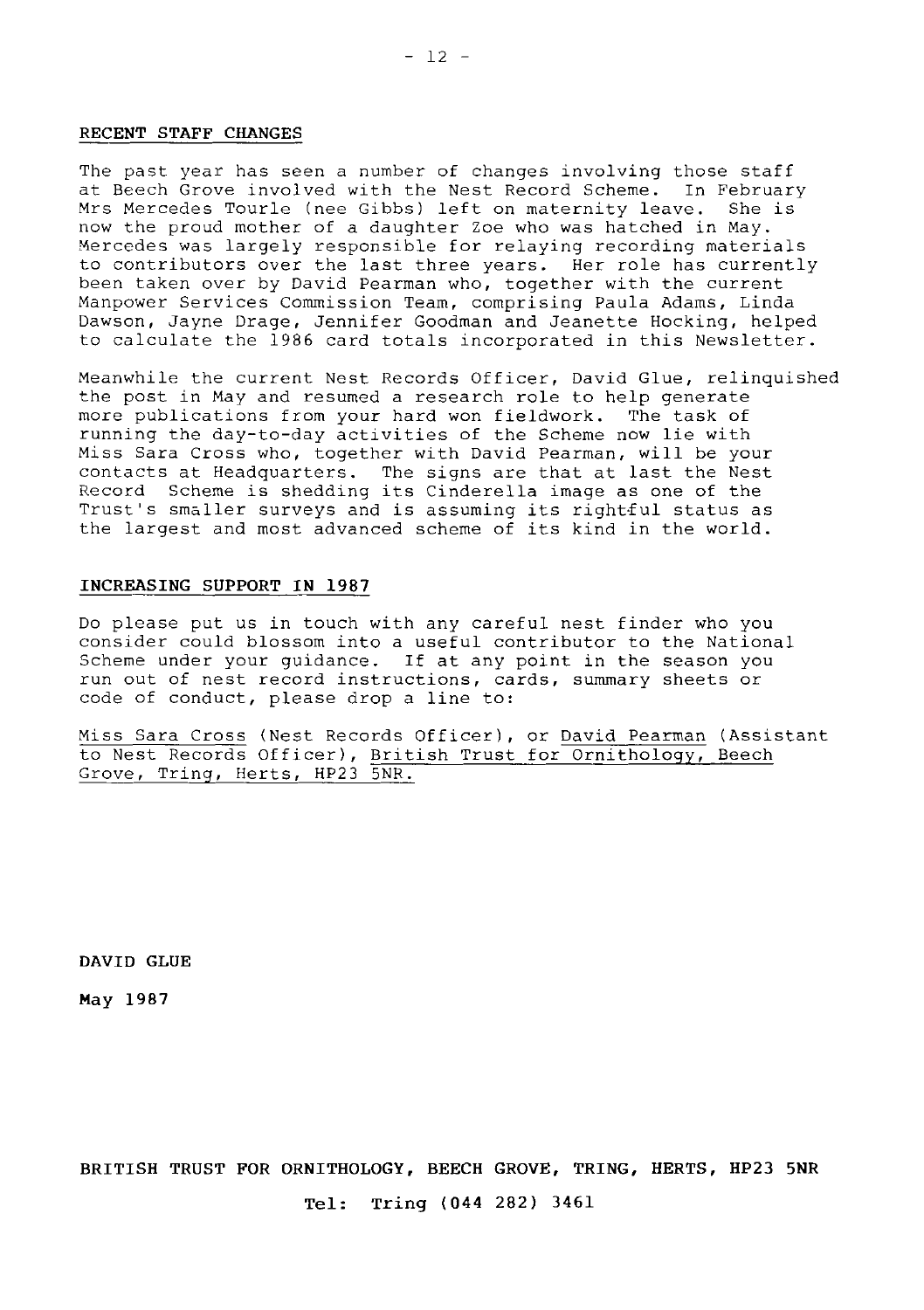## RECENT STAFF CHANGES

The past year has seen a number of changes involving those staff at Beech Grove involved with the Nest Record Scheme. In February Mrs Mercedes Tourle (nee Gibbs) left on maternity leave. She is now the proud mother of a daughter Zoe who was hatched in May. Mercedes was largely responsible for relaying recording materials to contributors over the last three years. Her role has currently been taken over by David Pearman who, together with the current Manpower Services Commission Team, comprising Paula Adams, Linda Dawson, Jayne Drage, Jennifer Goodman and Jeanette Hocking, helped to calculate the 1986 card totals incorporated in this Newsletter.

Meanwhile the current Nest Records Officer, David Glue, relinquished the post in May and resumed a research role to help generate more publications from your hard won fieldwork. The task of running the day-to-day activities of the Scheme now lie with Miss Sara Cross who, together with David Pearman, will be your contacts at Headquarters. The signs are that at last the Nest Record Scheme is shedding its Cinderella image as one of the Trust's smaller surveys and is assuming its rightful status as the largest and most advanced scheme of its kind in the world.

## INCREASING SUPPORT IN 1987

Do please put us in touch with any careful nest finder who you consider could blossom into a useful contributor to the National Scheme under your guidance. If at any point in the season you run out of nest record instructions, cards, summary sheets or code of conduct, please drop a line to:

Miss Sara Cross (Nest Records Officer), or David Pearman (Assistant to Nest Records Officer), British Trust for Ornithology, Beech Grove, Tring, Herts, HP23 5NR.

DAVID GLUE

May 1987

BRITISH TRUST FOR ORNITHOLOGY, BEECH GROVE, TRING, HERTS, HP23 5NR

Tel: Tring (044 282) 3461